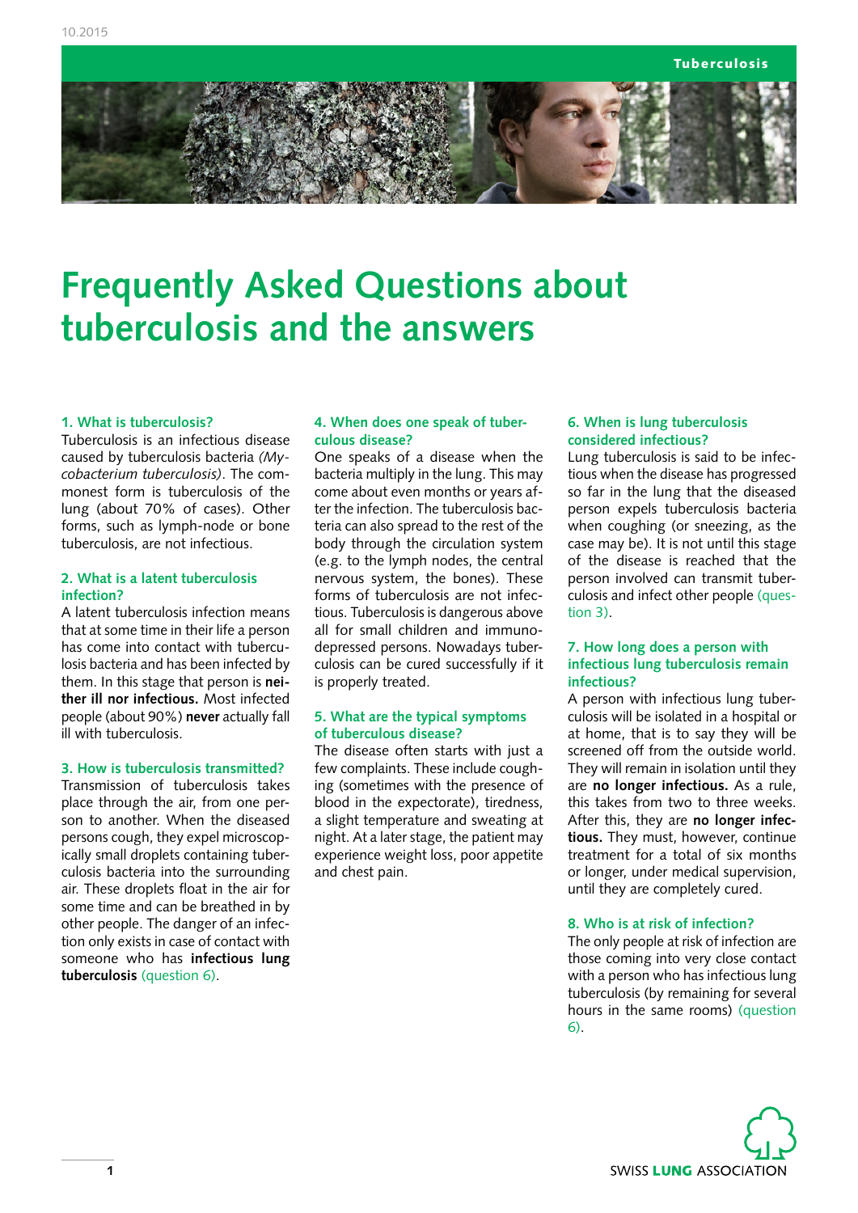# Frequently Asked Questions about tuberculosis and the answers

### 1. What is tuberculosis?

Tuberculosis is an infectious disease caused by tuberculosis bacteria *(Mycobacterium tuberculosis)*. The commonest form is tuberculosis of the lung (about 70% of cases). Other forms, such as lymph-node or bone tuberculosis, are not infectious.

### 2. What is a latent tuberculosis infection?

A latent tuberculosis infection means that at some time in their life a person has come into contact with tuberculosis bacteria and has been infected by them. In this stage that person is **neither ill nor infectious.** Most infected people (about 90%) **never** actually fall ill with tuberculosis.

### 3. How is tuberculosis transmitted?

Transmission of tuberculosis takes place through the air, from one person to another. When the diseased persons cough, they expel microscopically small droplets containing tuberculosis bacteria into the surrounding air. These droplets float in the air for some time and can be breathed in by other people. The danger of an infection only exists in case of contact with someone who has **infectious lung tuberculosis** (question 6).

### 4. When does one speak of tuberculous disease?

One speaks of a disease when the bacteria multiply in the lung. This may come about even months or years after the infection. The tuberculosis bacteria can also spread to the rest of the body through the circulation system (e.g. to the lymph nodes, the central nervous system, the bones). These forms of tuberculosis are not infectious. Tuberculosis is dangerous above all for small children and immunodepressed persons. Nowadays tuberculosis can be cured successfully if it is properly treated.

### 5. What are the typical symptoms of tuberculous disease?

The disease often starts with just a few complaints. These include coughing (sometimes with the presence of blood in the expectorate), tiredness, a slight temperature and sweating at night. At a later stage, the patient may experience weight loss, poor appetite and chest pain.

### 6. When is lung tuberculosis considered infectious?

Lung tuberculosis is said to be infectious when the disease has progressed so far in the lung that the diseased person expels tuberculosis bacteria when coughing (or sneezing, as the case may be). It is not until this stage of the disease is reached that the person involved can transmit tuberculosis and infect other people (question 3).

### 7. How long does a person with infectious lung tuberculosis remain infectious?

A person with infectious lung tuberculosis will be isolated in a hospital or at home, that is to say they will be screened off from the outside world. They will remain in isolation until they are **no longer infectious.** As a rule, this takes from two to three weeks. After this, they are **no longer infectious.** They must, however, continue treatment for a total of six months or longer, under medical supervision, until they are completely cured.

### 8. Who is at risk of infection?

The only people at risk of infection are those coming into very close contact with a person who has infectious lung tuberculosis (by remaining for several hours in the same rooms) (question 6).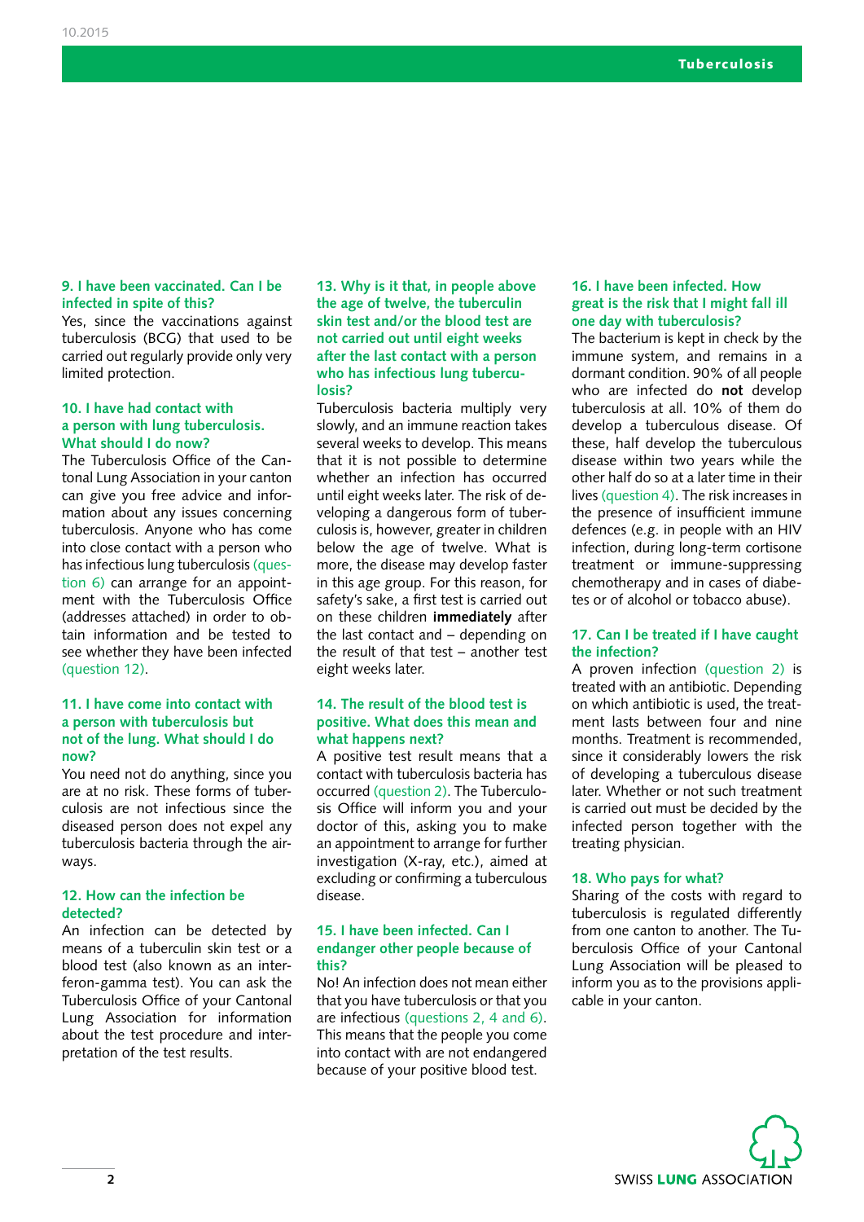### 9. I have been vaccinated. Can I be infected in spite of this?

Yes, since the vaccinations against tuberculosis (BCG) that used to be carried out regularly provide only very limited protection.

### 10. I have had contact with a person with lung tuberculosis. What should I do now?

The Tuberculosis Office of the Cantonal Lung Association in your canton can give you free advice and information about any issues concerning tuberculosis. Anyone who has come into close contact with a person who has infectious lung tuberculosis (question 6) can arrange for an appointment with the Tuberculosis Office (addresses attached) in order to obtain information and be tested to see whether they have been infected (question 12).

### 11. I have come into contact with a person with tuberculosis but not of the lung. What should I do now?

You need not do anything, since you are at no risk. These forms of tuberculosis are not infectious since the diseased person does not expel any tuberculosis bacteria through the airways.

### 12. How can the infection be detected?

An infection can be detected by means of a tuberculin skin test or a blood test (also known as an interferon-gamma test). You can ask the Tuberculosis Office of your Cantonal Lung Association for information about the test procedure and interpretation of the test results.

### 13. Why is it that, in people above the age of twelve, the tuberculin skin test and/or the blood test are not carried out until eight weeks after the last contact with a person who has infectious lung tuberculosis?

Tuberculosis bacteria multiply very slowly, and an immune reaction takes several weeks to develop. This means that it is not possible to determine whether an infection has occurred until eight weeks later. The risk of developing a dangerous form of tuberculosis is, however, greater in children below the age of twelve. What is more, the disease may develop faster in this age group. For this reason, for safety's sake, a first test is carried out on these children **immediately** after the last contact and – depending on the result of that test – another test eight weeks later.

### 14. The result of the blood test is positive. What does this mean and what happens next?

A positive test result means that a contact with tuberculosis bacteria has occurred (question 2). The Tuberculosis Office will inform you and your doctor of this, asking you to make an appointment to arrange for further investigation (X-ray, etc.), aimed at excluding or confirming a tuberculous disease.

### 15. I have been infected. Can I endanger other people because of this?

No! An infection does not mean either that you have tuberculosis or that you are infectious (questions 2, 4 and 6). This means that the people you come into contact with are not endangered because of your positive blood test.

### 16. I have been infected. How great is the risk that I might fall ill one day with tuberculosis?

The bacterium is kept in check by the immune system, and remains in a dormant condition. 90% of all people who are infected do **not** develop tuberculosis at all. 10% of them do develop a tuberculous disease. Of these, half develop the tuberculous disease within two years while the other half do so at a later time in their lives (question 4). The risk increases in the presence of insufficient immune defences (e.g. in people with an HIV infection, during long-term cortisone treatment or immune-suppressing chemotherapy and in cases of diabetes or of alcohol or tobacco abuse).

### 17. Can I be treated if I have caught the infection?

A proven infection (question 2) is treated with an antibiotic. Depending on which antibiotic is used, the treatment lasts between four and nine months. Treatment is recommended, since it considerably lowers the risk of developing a tuberculous disease later. Whether or not such treatment is carried out must be decided by the infected person together with the treating physician.

### 18. Who pays for what?

Sharing of the costs with regard to tuberculosis is regulated differently from one canton to another. The Tuberculosis Office of your Cantonal Lung Association will be pleased to inform you as to the provisions applicable in your canton.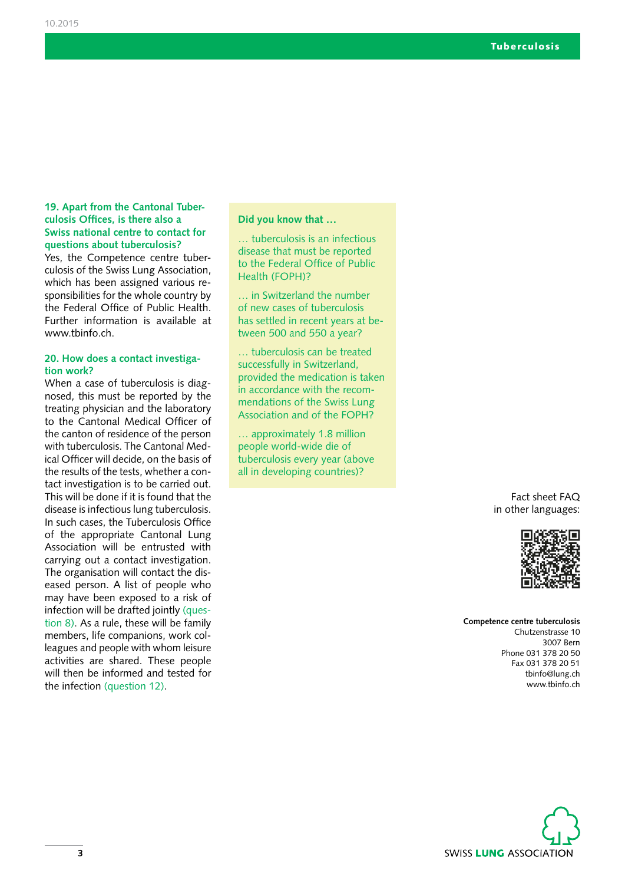### 19. Apart from the Cantonal Tuberculosis Offices, is there also a Swiss national centre to contact for questions about tuberculosis?

Yes, the Competence centre tuberculosis of the Swiss Lung Association, which has been assigned various responsibilities for the whole country by the Federal Office of Public Health. Further information is available at www.tbinfo.ch.

### 20. How does a contact investigation work?

When a case of tuberculosis is diagnosed, this must be reported by the treating physician and the laboratory to the Cantonal Medical Officer of the canton of residence of the person with tuberculosis. The Cantonal Medical Officer will decide, on the basis of the results of the tests, whether a contact investigation is to be carried out. This will be done if it is found that the disease is infectious lung tuberculosis. In such cases, the Tuberculosis Office of the appropriate Cantonal Lung Association will be entrusted with carrying out a contact investigation. The organisation will contact the diseased person. A list of people who may have been exposed to a risk of infection will be drafted jointly (question 8). As a rule, these will be family members, life companions, work colleagues and people with whom leisure activities are shared. These people will then be informed and tested for the infection (question 12).

**Did you know that …**

… tuberculosis is an infectious disease that must be reported to the Federal Office of Public Health (FOPH)?

… in Switzerland the number of new cases of tuberculosis has settled in recent years at between 500 and 550 a year?

… tuberculosis can be treated successfully in Switzerland, provided the medication is taken in accordance with the recommendations of the Swiss Lung Association and of the FOPH?

… approximately 1.8 million people world-wide die of tuberculosis every year (above all in developing countries)?

Fact sheet FAQ
in other languages:

**Competence centre tuberculosis**
Chutzenstrasse 10
3007 Bern
Phone 031 378 20 50
Fax 031 378 20 51
tbinfo@lung.ch
www.tbinfo.ch

SWISS **LUNG** ASSOCIATION